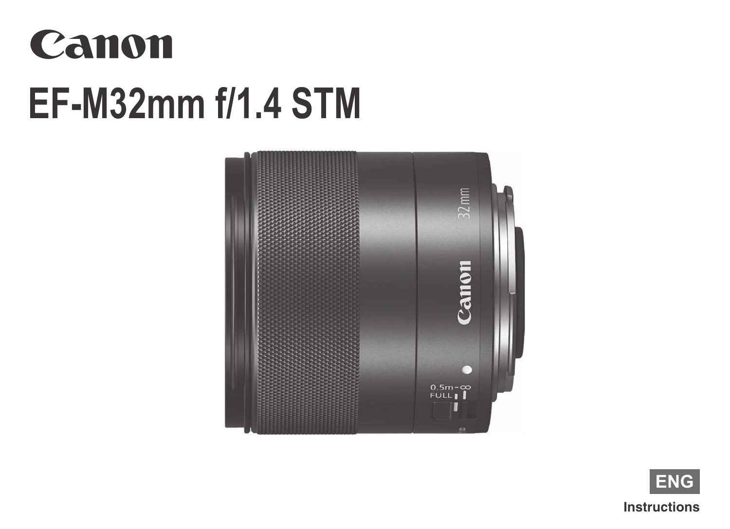Canon

# EF-M32mm f/1.4 STM

ENG

Instructions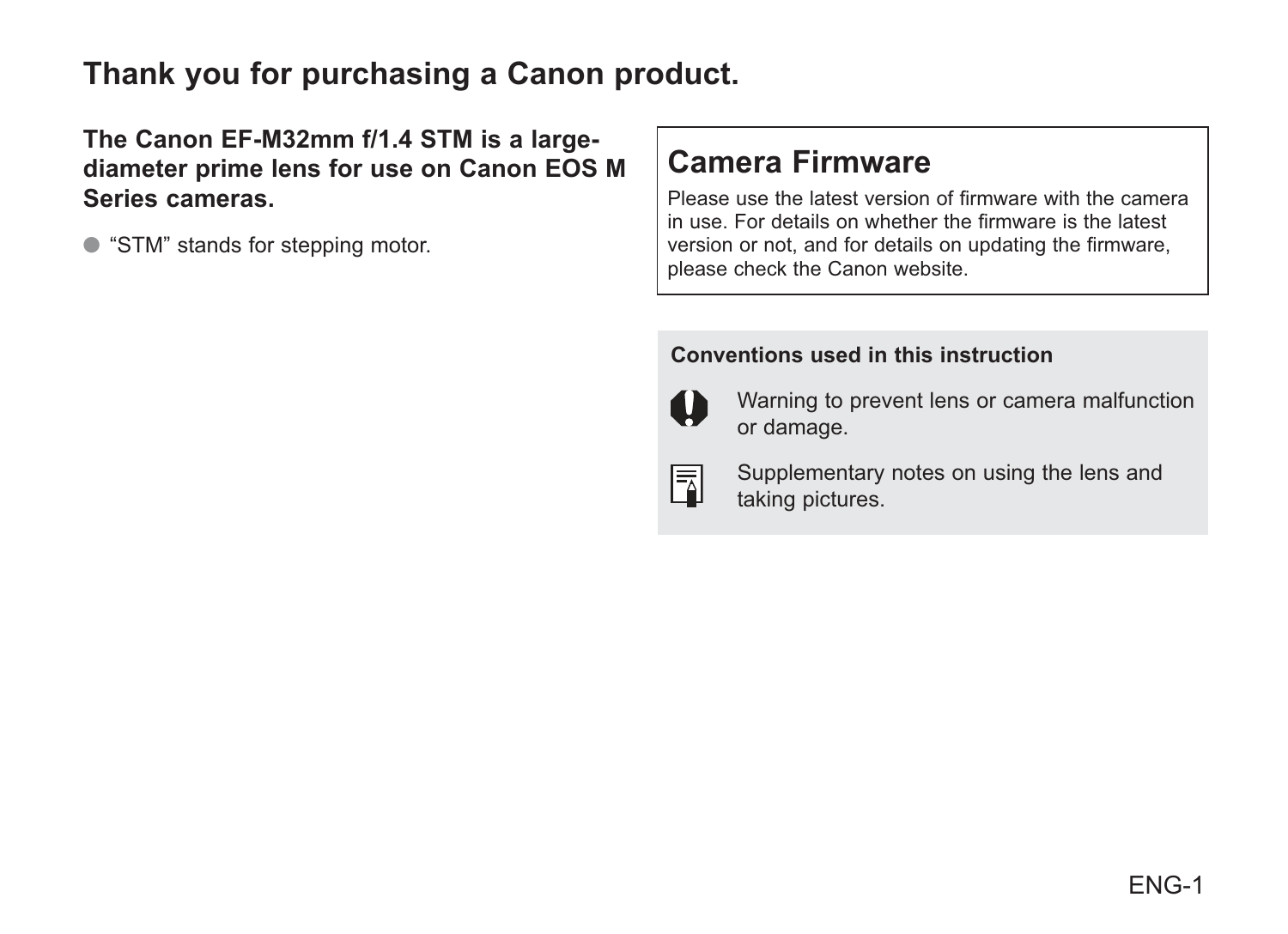# Thank you for purchasing a Canon product.

**The Canon EF-M32mm f/1.4 STM is a large-diameter prime lens for use on Canon EOS M Series cameras.**

- "STM" stands for stepping motor.

## Camera Firmware

Please use the latest version of firmware with the camera in use. For details on whether the firmware is the latest version or not, and for details on updating the firmware, please check the Canon website.

**Conventions used in this instruction**

Warning to prevent lens or camera malfunction or damage.

Supplementary notes on using the lens and taking pictures.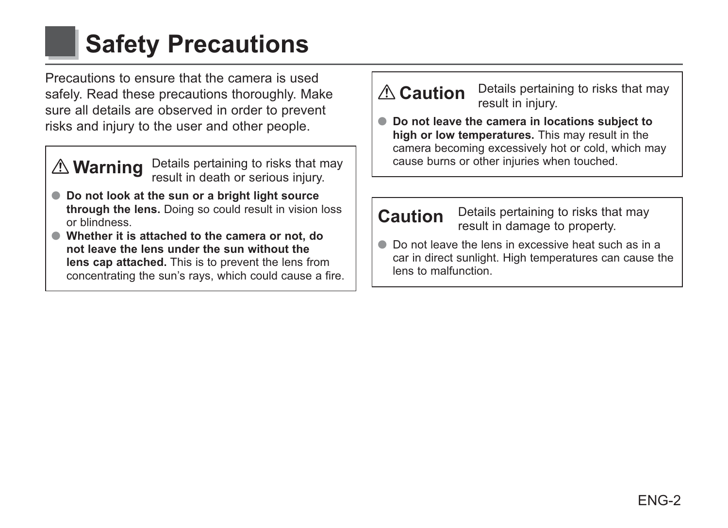# Safety Precautions

Precautions to ensure that the camera is used safely. Read these precautions thoroughly. Make sure all details are observed in order to prevent risks and injury to the user and other people.

## ⚠ Warning

Details pertaining to risks that may result in death or serious injury.

- **Do not look at the sun or a bright light source through the lens.** Doing so could result in vision loss or blindness.
- **Whether it is attached to the camera or not, do not leave the lens under the sun without the lens cap attached.** This is to prevent the lens from concentrating the sun's rays, which could cause a fire.

## ⚠ Caution

Details pertaining to risks that may result in injury.

- **Do not leave the camera in locations subject to high or low temperatures.** This may result in the camera becoming excessively hot or cold, which may cause burns or other injuries when touched.

## Caution

Details pertaining to risks that may result in damage to property.

- Do not leave the lens in excessive heat such as in a car in direct sunlight. High temperatures can cause the lens to malfunction.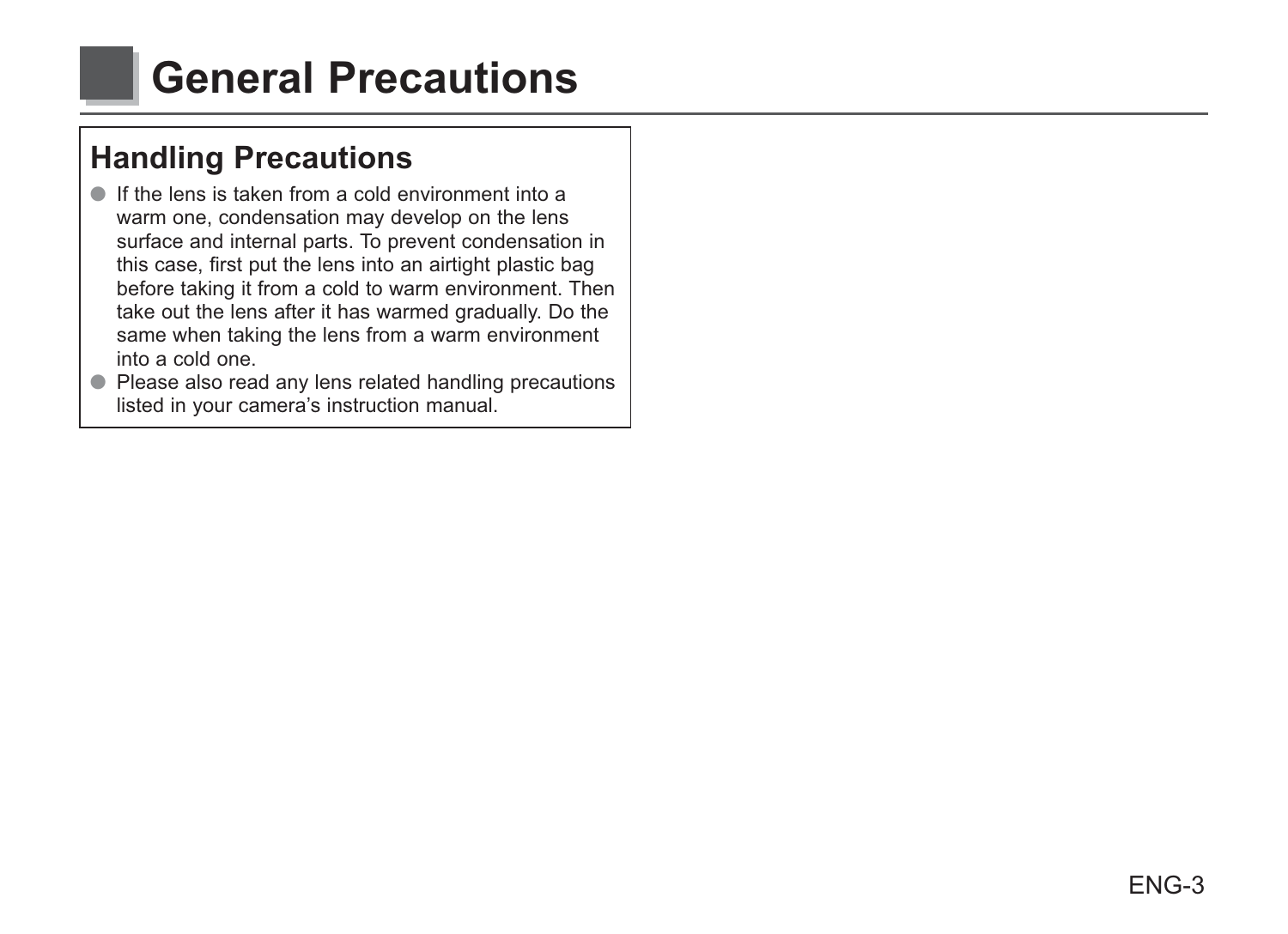# General Precautions

## Handling Precautions

- If the lens is taken from a cold environment into a warm one, condensation may develop on the lens surface and internal parts. To prevent condensation in this case, first put the lens into an airtight plastic bag before taking it from a cold to warm environment. Then take out the lens after it has warmed gradually. Do the same when taking the lens from a warm environment into a cold one.
- Please also read any lens related handling precautions listed in your camera's instruction manual.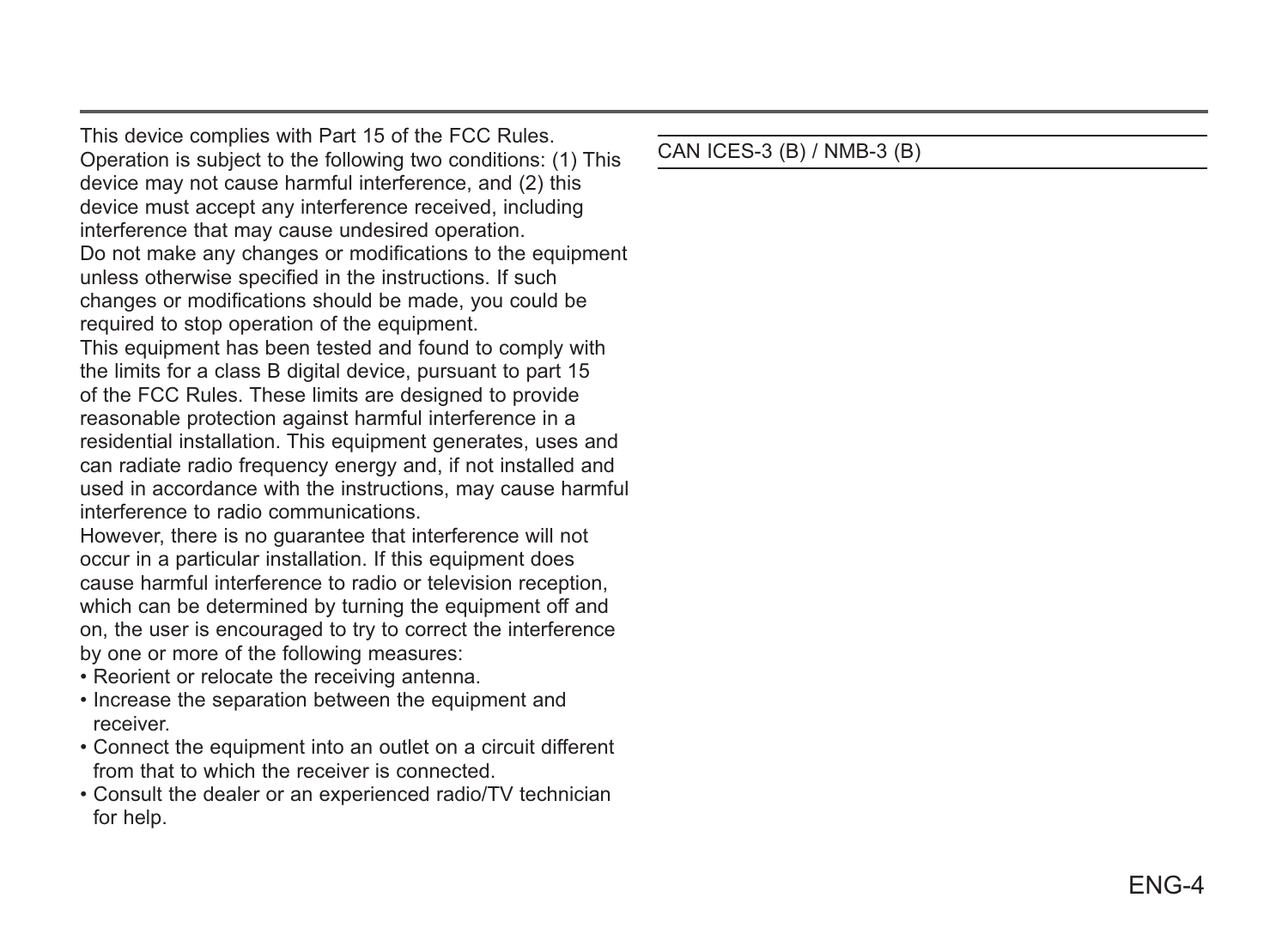This device complies with Part 15 of the FCC Rules. Operation is subject to the following two conditions: (1) This device may not cause harmful interference, and (2) this device must accept any interference received, including interference that may cause undesired operation.

Do not make any changes or modifications to the equipment unless otherwise specified in the instructions. If such changes or modifications should be made, you could be required to stop operation of the equipment.

This equipment has been tested and found to comply with the limits for a class B digital device, pursuant to part 15 of the FCC Rules. These limits are designed to provide reasonable protection against harmful interference in a residential installation. This equipment generates, uses and can radiate radio frequency energy and, if not installed and used in accordance with the instructions, may cause harmful interference to radio communications.

However, there is no guarantee that interference will not occur in a particular installation. If this equipment does cause harmful interference to radio or television reception, which can be determined by turning the equipment off and on, the user is encouraged to try to correct the interference by one or more of the following measures:

- Reorient or relocate the receiving antenna.
- Increase the separation between the equipment and receiver.
- Connect the equipment into an outlet on a circuit different from that to which the receiver is connected.
- Consult the dealer or an experienced radio/TV technician for help.

CAN ICES-3 (B) / NMB-3 (B)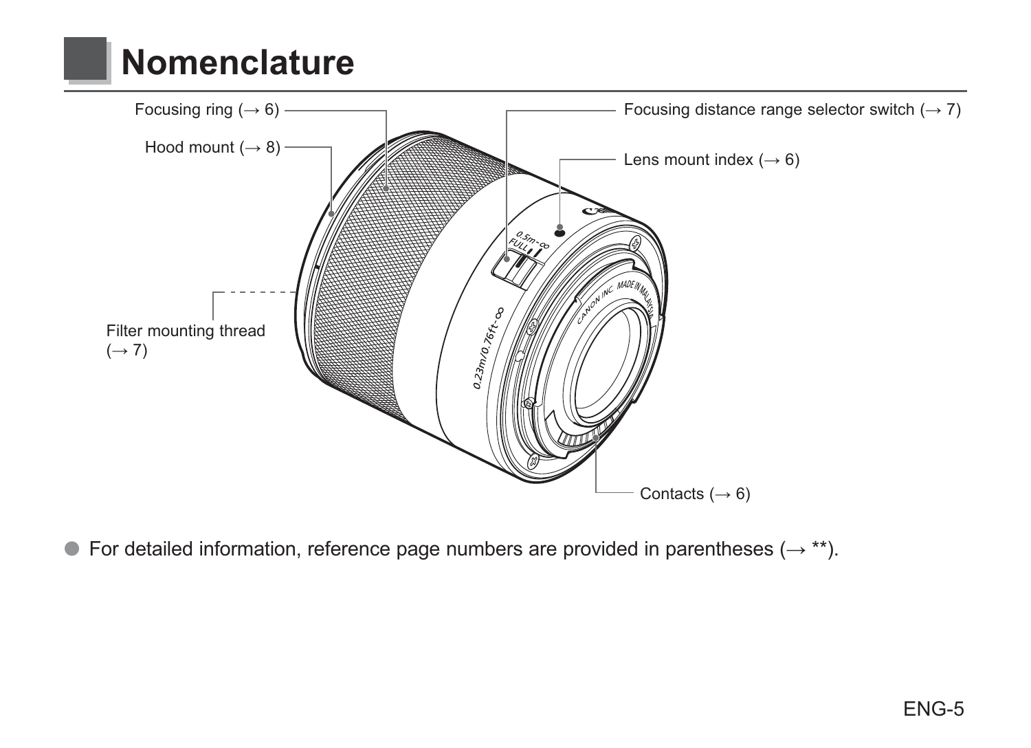# Nomenclature

Focusing ring (→ 6)

Hood mount (→ 8)

Filter mounting thread (→ 7)

Focusing distance range selector switch (→ 7)

Lens mount index (→ 6)

Contacts (→ 6)

- For detailed information, reference page numbers are provided in parentheses (→ **).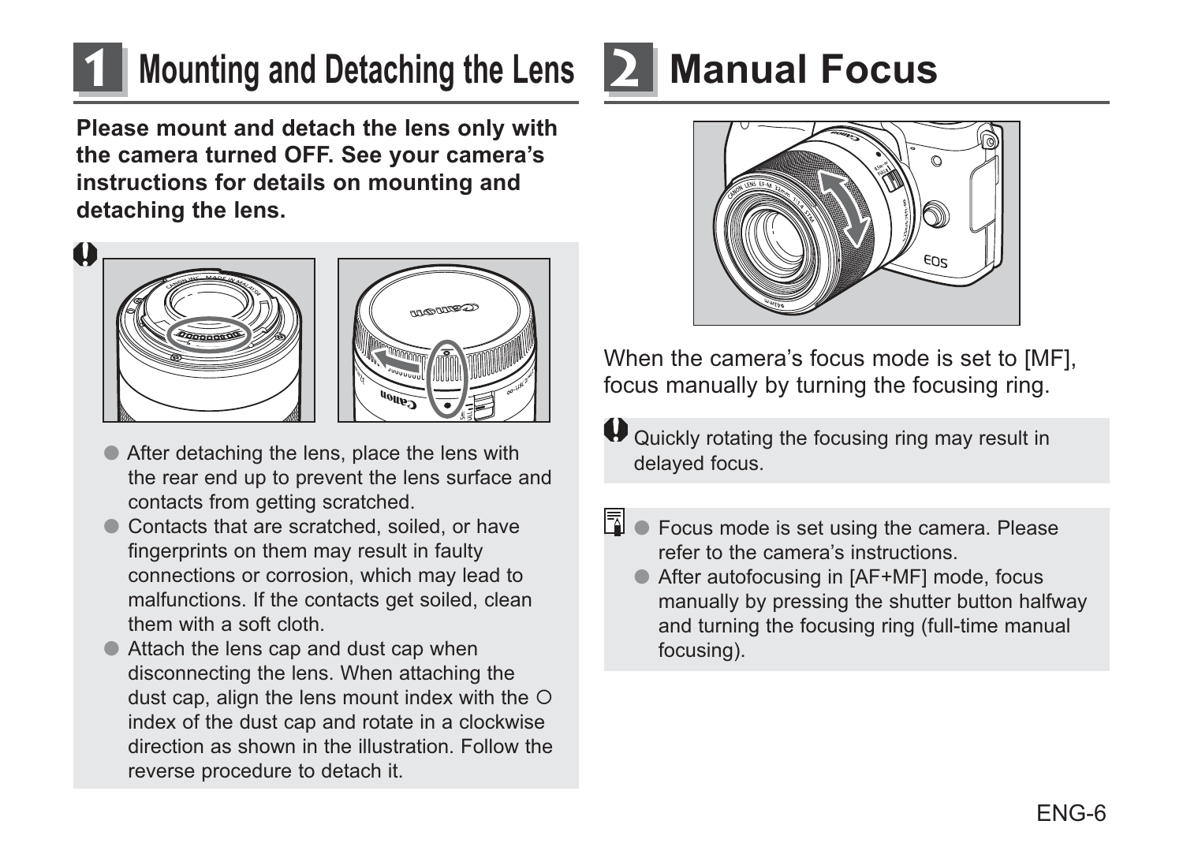# 1 Mounting and Detaching the Lens

**Please mount and detach the lens only with the camera turned OFF. See your camera's instructions for details on mounting and detaching the lens.**

- After detaching the lens, place the lens with the rear end up to prevent the lens surface and contacts from getting scratched.
- Contacts that are scratched, soiled, or have fingerprints on them may result in faulty connections or corrosion, which may lead to malfunctions. If the contacts get soiled, clean them with a soft cloth.
- Attach the lens cap and dust cap when disconnecting the lens. When attaching the dust cap, align the lens mount index with the ○ index of the dust cap and rotate in a clockwise direction as shown in the illustration. Follow the reverse procedure to detach it.

# 2 Manual Focus

When the camera's focus mode is set to [MF], focus manually by turning the focusing ring.

Quickly rotating the focusing ring may result in delayed focus.

- Focus mode is set using the camera. Please refer to the camera's instructions.
- After autofocusing in [AF+MF] mode, focus manually by pressing the shutter button halfway and turning the focusing ring (full-time manual focusing).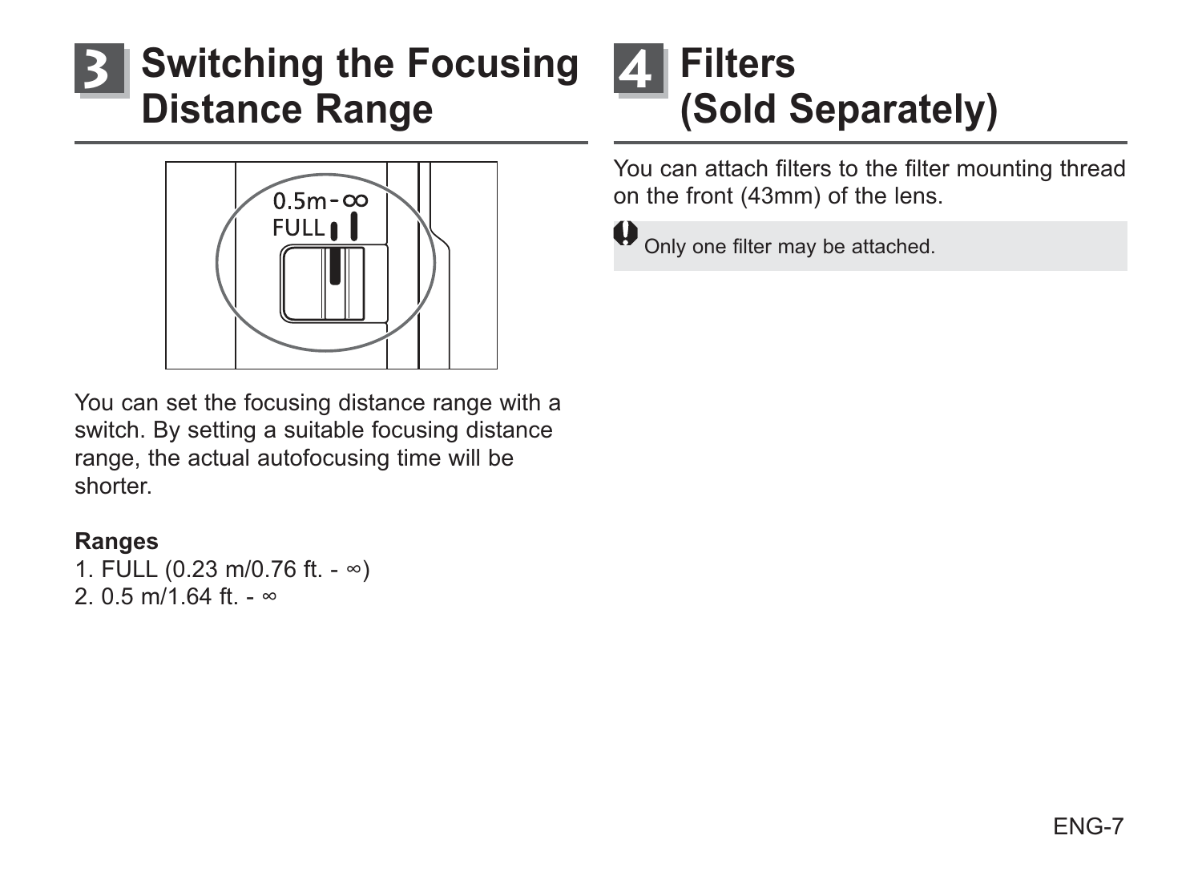## 3 Switching the Focusing Distance Range

You can set the focusing distance range with a switch. By setting a suitable focusing distance range, the actual autofocusing time will be shorter.

**Ranges**

1. FULL (0.23 m/0.76 ft. - ∞)
2. 0.5 m/1.64 ft. - ∞

## 4 Filters (Sold Separately)

You can attach filters to the filter mounting thread on the front (43mm) of the lens.

Only one filter may be attached.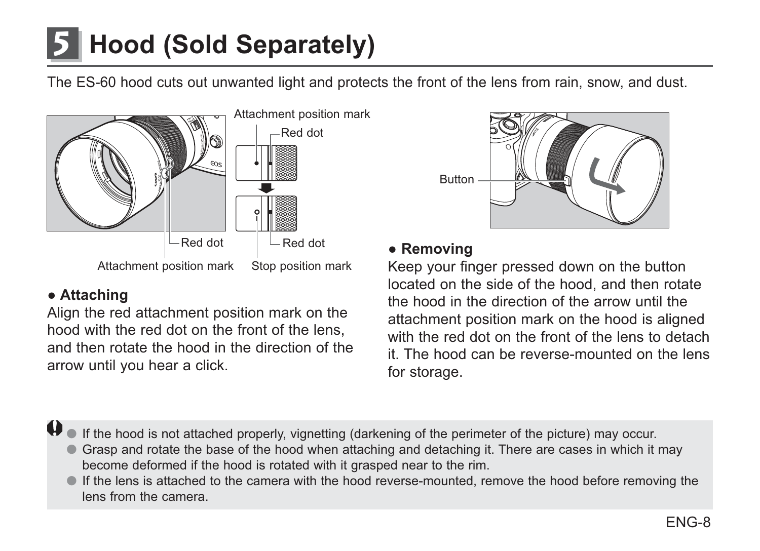# 5 Hood (Sold Separately)

The ES-60 hood cuts out unwanted light and protects the front of the lens from rain, snow, and dust.

Attachment position mark

Red dot

Red dot

Red dot

Attachment position mark

Stop position mark

Button

● **Attaching**

Align the red attachment position mark on the hood with the red dot on the front of the lens, and then rotate the hood in the direction of the arrow until you hear a click.

● **Removing**

Keep your finger pressed down on the button located on the side of the hood, and then rotate the hood in the direction of the arrow until the attachment position mark on the hood is aligned with the red dot on the front of the lens to detach it. The hood can be reverse-mounted on the lens for storage.

- If the hood is not attached properly, vignetting (darkening of the perimeter of the picture) may occur.
- Grasp and rotate the base of the hood when attaching and detaching it. There are cases in which it may become deformed if the hood is rotated with it grasped near to the rim.
- If the lens is attached to the camera with the hood reverse-mounted, remove the hood before removing the lens from the camera.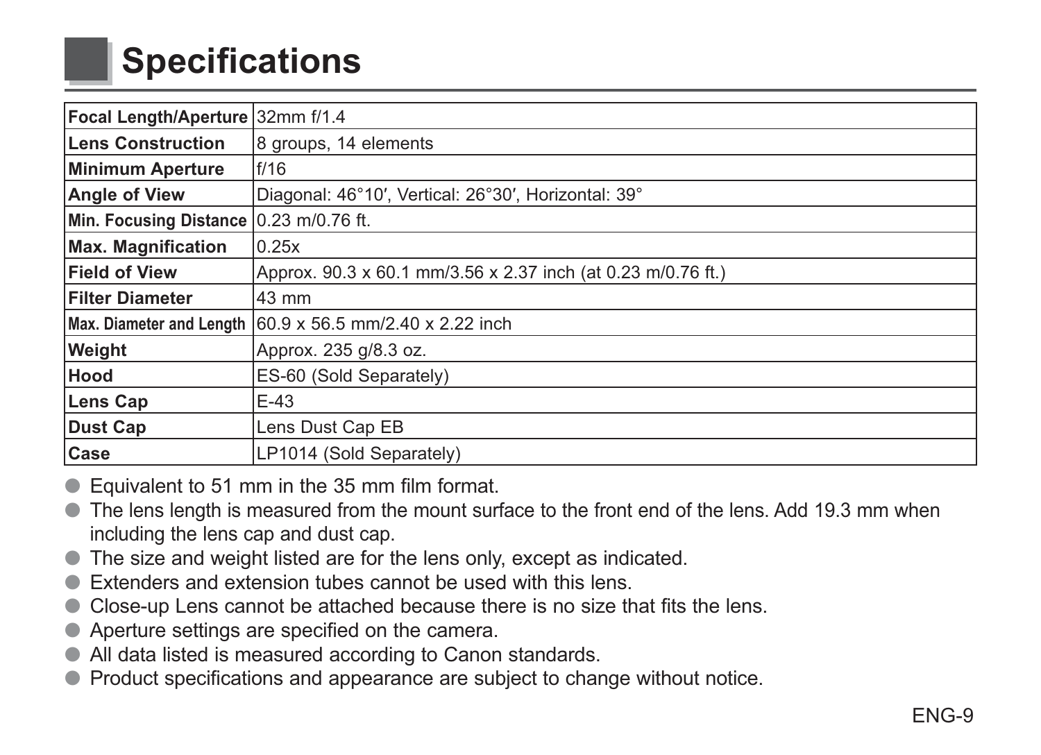# Specifications

| | |
|---|---|
| **Focal Length/Aperture** | 32mm f/1.4 |
| **Lens Construction** | 8 groups, 14 elements |
| **Minimum Aperture** | f/16 |
| **Angle of View** | Diagonal: 46°10′, Vertical: 26°30′, Horizontal: 39° |
| **Min. Focusing Distance** | 0.23 m/0.76 ft. |
| **Max. Magnification** | 0.25x |
| **Field of View** | Approx. 90.3 x 60.1 mm/3.56 x 2.37 inch (at 0.23 m/0.76 ft.) |
| **Filter Diameter** | 43 mm |
| **Max. Diameter and Length** | 60.9 x 56.5 mm/2.40 x 2.22 inch |
| **Weight** | Approx. 235 g/8.3 oz. |
| **Hood** | ES-60 (Sold Separately) |
| **Lens Cap** | E-43 |
| **Dust Cap** | Lens Dust Cap EB |
| **Case** | LP1014 (Sold Separately) |

- Equivalent to 51 mm in the 35 mm film format.
- The lens length is measured from the mount surface to the front end of the lens. Add 19.3 mm when including the lens cap and dust cap.
- The size and weight listed are for the lens only, except as indicated.
- Extenders and extension tubes cannot be used with this lens.
- Close-up Lens cannot be attached because there is no size that fits the lens.
- Aperture settings are specified on the camera.
- All data listed is measured according to Canon standards.
- Product specifications and appearance are subject to change without notice.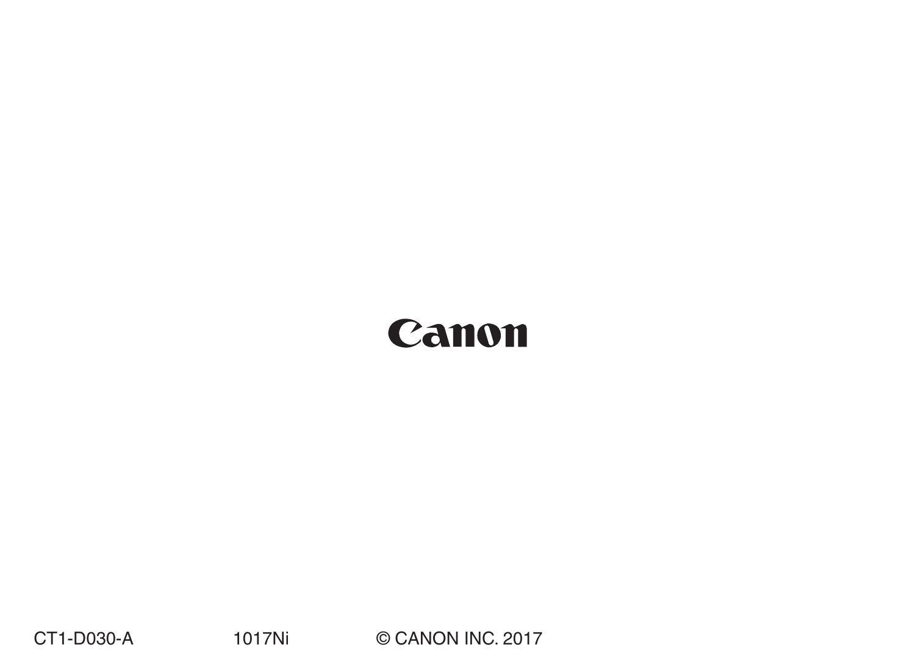Canon

CT1-D030-A 1017Ni © CANON INC. 2017